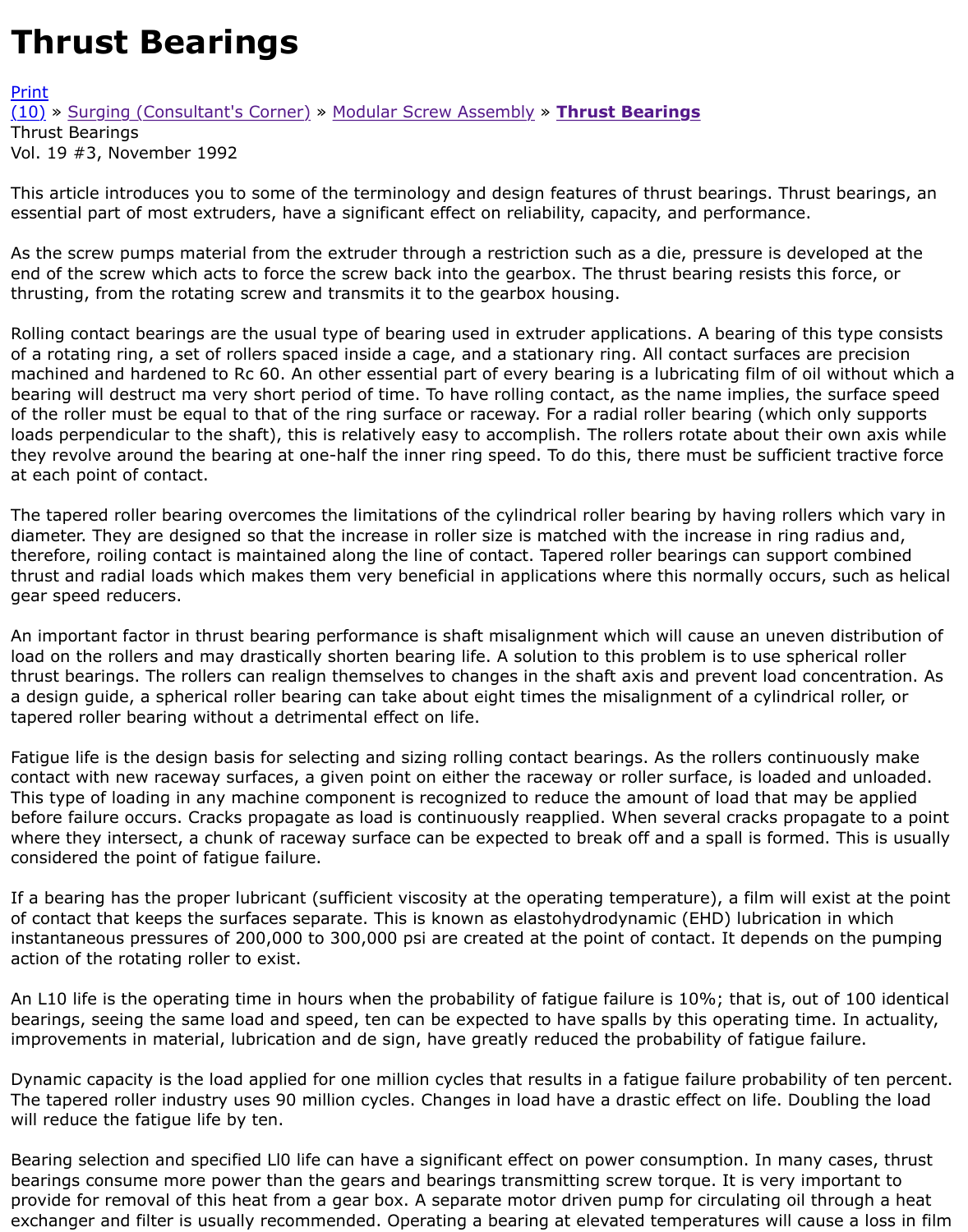# Thrust Bearings

Print
(10) » Surging (Consultant's Corner) » Modular Screw Assembly » **Thrust Bearings**
Thrust Bearings
Vol. 19 #3, November 1992

This article introduces you to some of the terminology and design features of thrust bearings. Thrust bearings, an essential part of most extruders, have a significant effect on reliability, capacity, and performance.

As the screw pumps material from the extruder through a restriction such as a die, pressure is developed at the end of the screw which acts to force the screw back into the gearbox. The thrust bearing resists this force, or thrusting, from the rotating screw and transmits it to the gearbox housing.

Rolling contact bearings are the usual type of bearing used in extruder applications. A bearing of this type consists of a rotating ring, a set of rollers spaced inside a cage, and a stationary ring. All contact surfaces are precision machined and hardened to Rc 60. An other essential part of every bearing is a lubricating film of oil without which a bearing will destruct ma very short period of time. To have rolling contact, as the name implies, the surface speed of the roller must be equal to that of the ring surface or raceway. For a radial roller bearing (which only supports loads perpendicular to the shaft), this is relatively easy to accomplish. The rollers rotate about their own axis while they revolve around the bearing at one-half the inner ring speed. To do this, there must be sufficient tractive force at each point of contact.

The tapered roller bearing overcomes the limitations of the cylindrical roller bearing by having rollers which vary in diameter. They are designed so that the increase in roller size is matched with the increase in ring radius and, therefore, roiling contact is maintained along the line of contact. Tapered roller bearings can support combined thrust and radial loads which makes them very beneficial in applications where this normally occurs, such as helical gear speed reducers.

An important factor in thrust bearing performance is shaft misalignment which will cause an uneven distribution of load on the rollers and may drastically shorten bearing life. A solution to this problem is to use spherical roller thrust bearings. The rollers can realign themselves to changes in the shaft axis and prevent load concentration. As a design guide, a spherical roller bearing can take about eight times the misalignment of a cylindrical roller, or tapered roller bearing without a detrimental effect on life.

Fatigue life is the design basis for selecting and sizing rolling contact bearings. As the rollers continuously make contact with new raceway surfaces, a given point on either the raceway or roller surface, is loaded and unloaded. This type of loading in any machine component is recognized to reduce the amount of load that may be applied before failure occurs. Cracks propagate as load is continuously reapplied. When several cracks propagate to a point where they intersect, a chunk of raceway surface can be expected to break off and a spall is formed. This is usually considered the point of fatigue failure.

If a bearing has the proper lubricant (sufficient viscosity at the operating temperature), a film will exist at the point of contact that keeps the surfaces separate. This is known as elastohydrodynamic (EHD) lubrication in which instantaneous pressures of 200,000 to 300,000 psi are created at the point of contact. It depends on the pumping action of the rotating roller to exist.

An L10 life is the operating time in hours when the probability of fatigue failure is 10%; that is, out of 100 identical bearings, seeing the same load and speed, ten can be expected to have spalls by this operating time. In actuality, improvements in material, lubrication and de sign, have greatly reduced the probability of fatigue failure.

Dynamic capacity is the load applied for one million cycles that results in a fatigue failure probability of ten percent. The tapered roller industry uses 90 million cycles. Changes in load have a drastic effect on life. Doubling the load will reduce the fatigue life by ten.

Bearing selection and specified Ll0 life can have a significant effect on power consumption. In many cases, thrust bearings consume more power than the gears and bearings transmitting screw torque. It is very important to provide for removal of this heat from a gear box. A separate motor driven pump for circulating oil through a heat exchanger and filter is usually recommended. Operating a bearing at elevated temperatures will cause a loss in film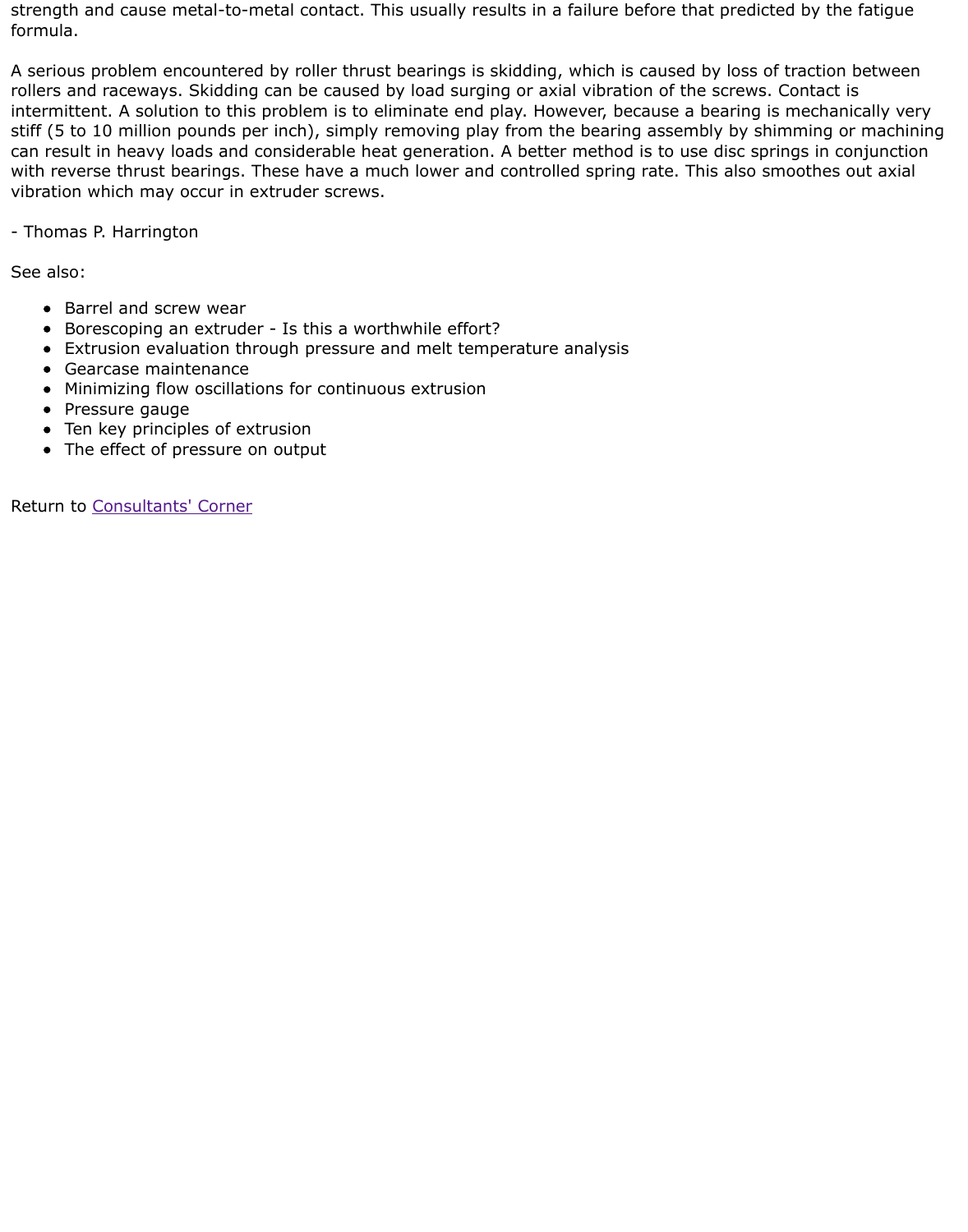strength and cause metal-to-metal contact. This usually results in a failure before that predicted by the fatigue formula.

A serious problem encountered by roller thrust bearings is skidding, which is caused by loss of traction between rollers and raceways. Skidding can be caused by load surging or axial vibration of the screws. Contact is intermittent. A solution to this problem is to eliminate end play. However, because a bearing is mechanically very stiff (5 to 10 million pounds per inch), simply removing play from the bearing assembly by shimming or machining can result in heavy loads and considerable heat generation. A better method is to use disc springs in conjunction with reverse thrust bearings. These have a much lower and controlled spring rate. This also smoothes out axial vibration which may occur in extruder screws.

- Thomas P. Harrington

See also:

- Barrel and screw wear
- Borescoping an extruder - Is this a worthwhile effort?
- Extrusion evaluation through pressure and melt temperature analysis
- Gearcase maintenance
- Minimizing flow oscillations for continuous extrusion
- Pressure gauge
- Ten key principles of extrusion
- The effect of pressure on output

Return to Consultants' Corner